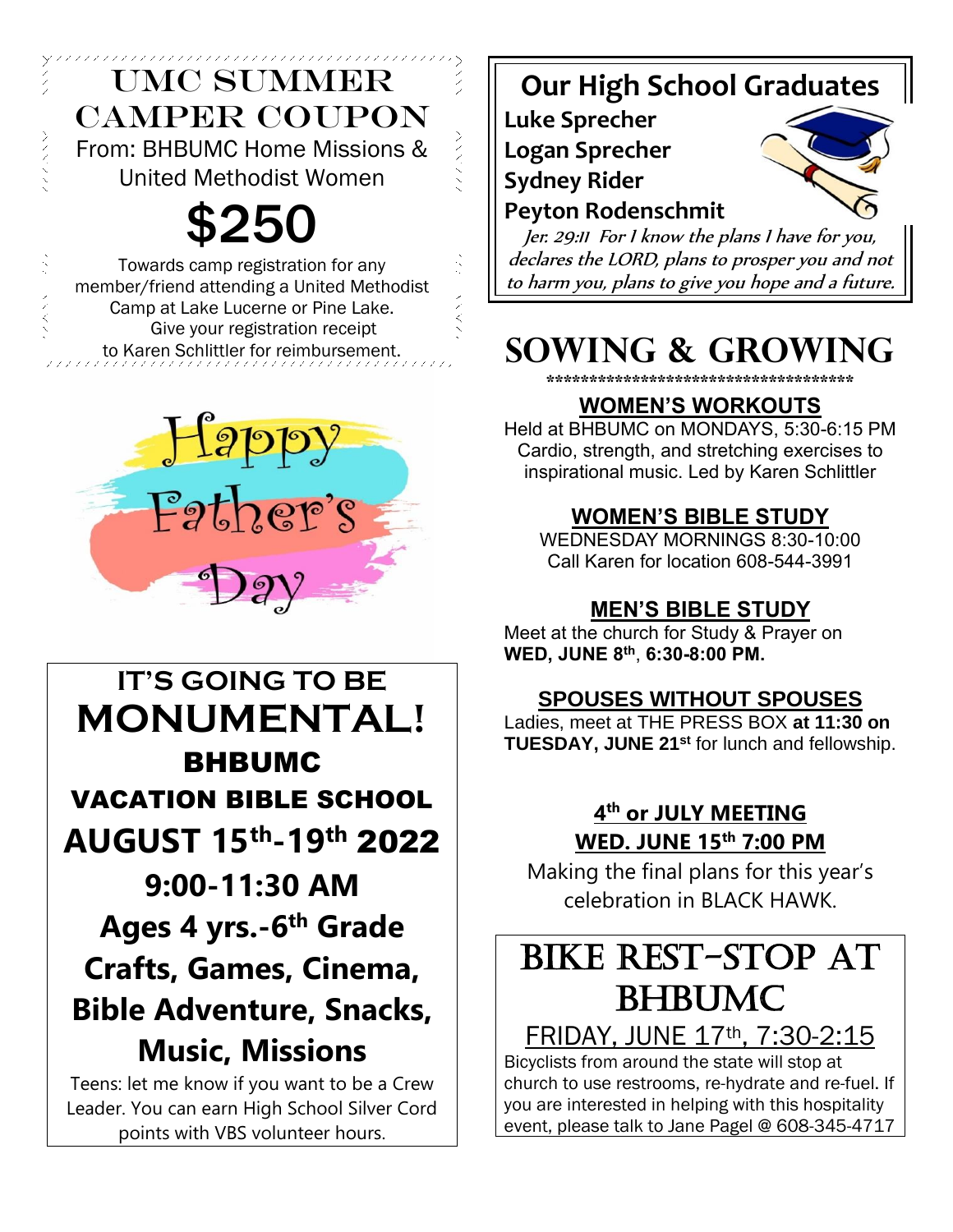# UMC SUMMER CAMPER COUPON

From: BHBUMC Home Missions & United Methodist Women

## $250

Towards camp registration for any member/friend attending a United Methodist Camp at Lake Lucerne or Pine Lake. Give your registration receipt to Karen Schlittler for reimbursement.

Happy Father's Day

## IT'S GOING TO BE MONUMENTAL!

**BHBUMC**

**VACATION BIBLE SCHOOL**

**AUGUST 15th-19th 2022**

**9:00-11:30 AM**

**Ages 4 yrs.-6th Grade**

**Crafts, Games, Cinema, Bible Adventure, Snacks, Music, Missions**

Teens: let me know if you want to be a Crew Leader. You can earn High School Silver Cord points with VBS volunteer hours.

## Our High School Graduates

**Luke Sprecher**
**Logan Sprecher**
**Sydney Rider**
**Peyton Rodenschmit**

*Jer. 29:11 For I know the plans I have for you, declares the LORD, plans to prosper you and not to harm you, plans to give you hope and a future.*

# SOWING & GROWING

\*\*\*\*\*\*\*\*\*\*\*\*\*\*\*\*\*\*\*\*\*\*\*\*\*\*\*\*\*\*\*\*\*\*\*\*\*\*

### WOMEN'S WORKOUTS

Held at BHBUMC on MONDAYS, 5:30-6:15 PM
Cardio, strength, and stretching exercises to inspirational music. Led by Karen Schlittler

### WOMEN'S BIBLE STUDY

WEDNESDAY MORNINGS 8:30-10:00
Call Karen for location 608-544-3991

### MEN'S BIBLE STUDY

Meet at the church for Study & Prayer on **WED, JUNE 8th, 6:30-8:00 PM.**

### SPOUSES WITHOUT SPOUSES

Ladies, meet at THE PRESS BOX **at 11:30 on TUESDAY, JUNE 21st** for lunch and fellowship.

### 4th or JULY MEETING
### WED. JUNE 15th 7:00 PM

Making the final plans for this year's celebration in BLACK HAWK.

## BIKE REST-STOP AT BHBUMC

FRIDAY, JUNE 17th, 7:30-2:15

Bicyclists from around the state will stop at church to use restrooms, re-hydrate and re-fuel. If you are interested in helping with this hospitality event, please talk to Jane Pagel @ 608-345-4717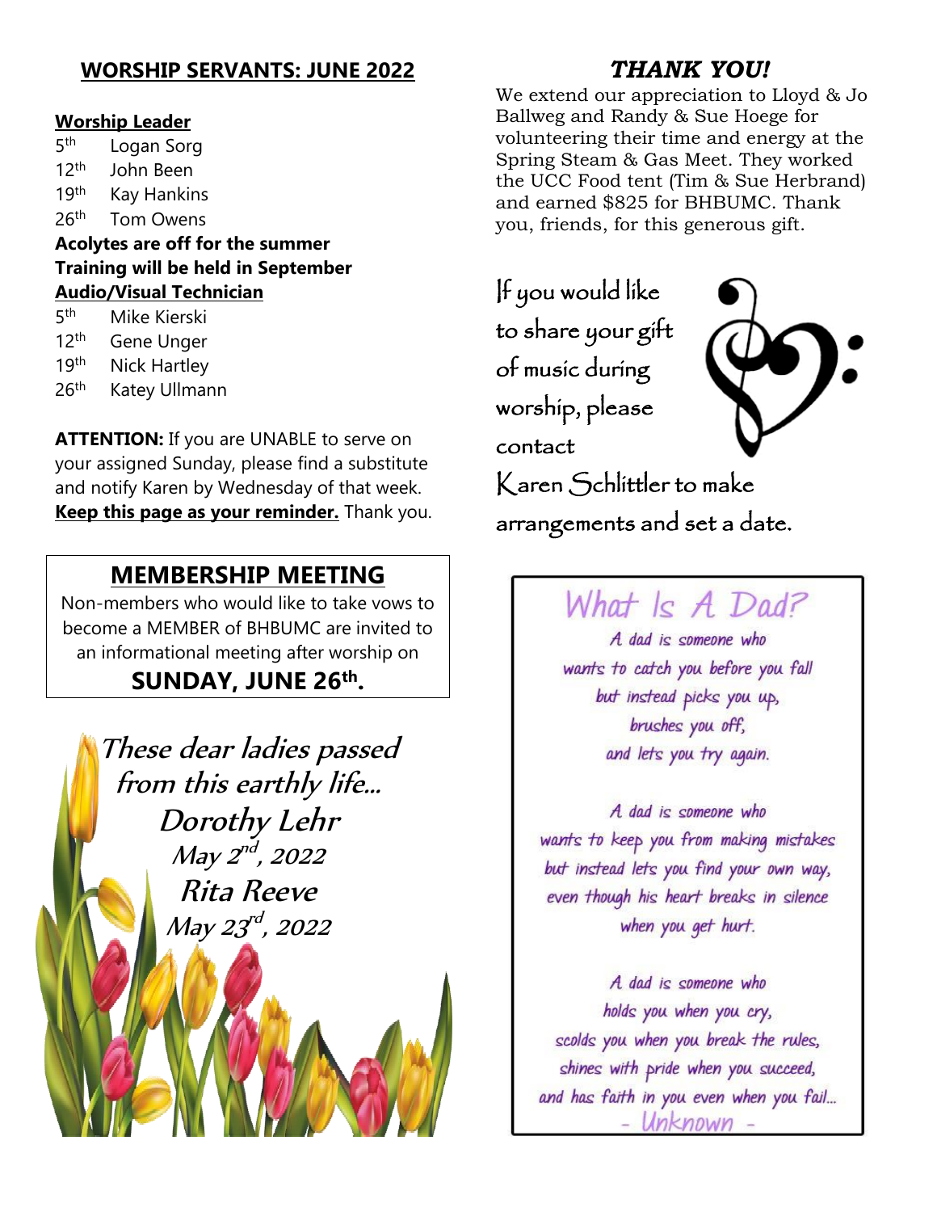## WORSHIP SERVANTS: JUNE 2022

**Worship Leader**

5th Logan Sorg
12th John Been
19th Kay Hankins
26th Tom Owens

**Acolytes are off for the summer**
**Training will be held in September**

**Audio/Visual Technician**

5th Mike Kierski
12th Gene Unger
19th Nick Hartley
26th Katey Ullmann

**ATTENTION:** If you are UNABLE to serve on your assigned Sunday, please find a substitute and notify Karen by Wednesday of that week. **Keep this page as your reminder.** Thank you.

## MEMBERSHIP MEETING

Non-members who would like to take vows to become a MEMBER of BHBUMC are invited to an informational meeting after worship on

**SUNDAY, JUNE 26th.**

*These dear ladies passed from this earthly life…*

*Dorothy Lehr*
*May 2nd, 2022*

*Rita Reeve*
*May 23rd, 2022*

## *THANK YOU!*

We extend our appreciation to Lloyd & Jo Ballweg and Randy & Sue Hoege for volunteering their time and energy at the Spring Steam & Gas Meet. They worked the UCC Food tent (Tim & Sue Herbrand) and earned $825 for BHBUMC. Thank you, friends, for this generous gift.

If you would like to share your gift of music during worship, please contact Karen Schlittler to make arrangements and set a date.

## What Is A Dad?

*A dad is someone who*
*wants to catch you before you fall*
*but instead picks you up,*
*brushes you off,*
*and lets you try again.*

*A dad is someone who*
*wants to keep you from making mistakes*
*but instead lets you find your own way,*
*even though his heart breaks in silence*
*when you get hurt.*

*A dad is someone who*
*holds you when you cry,*
*scolds you when you break the rules,*
*shines with pride when you succeed,*
*and has faith in you even when you fail…*

\- Unknown -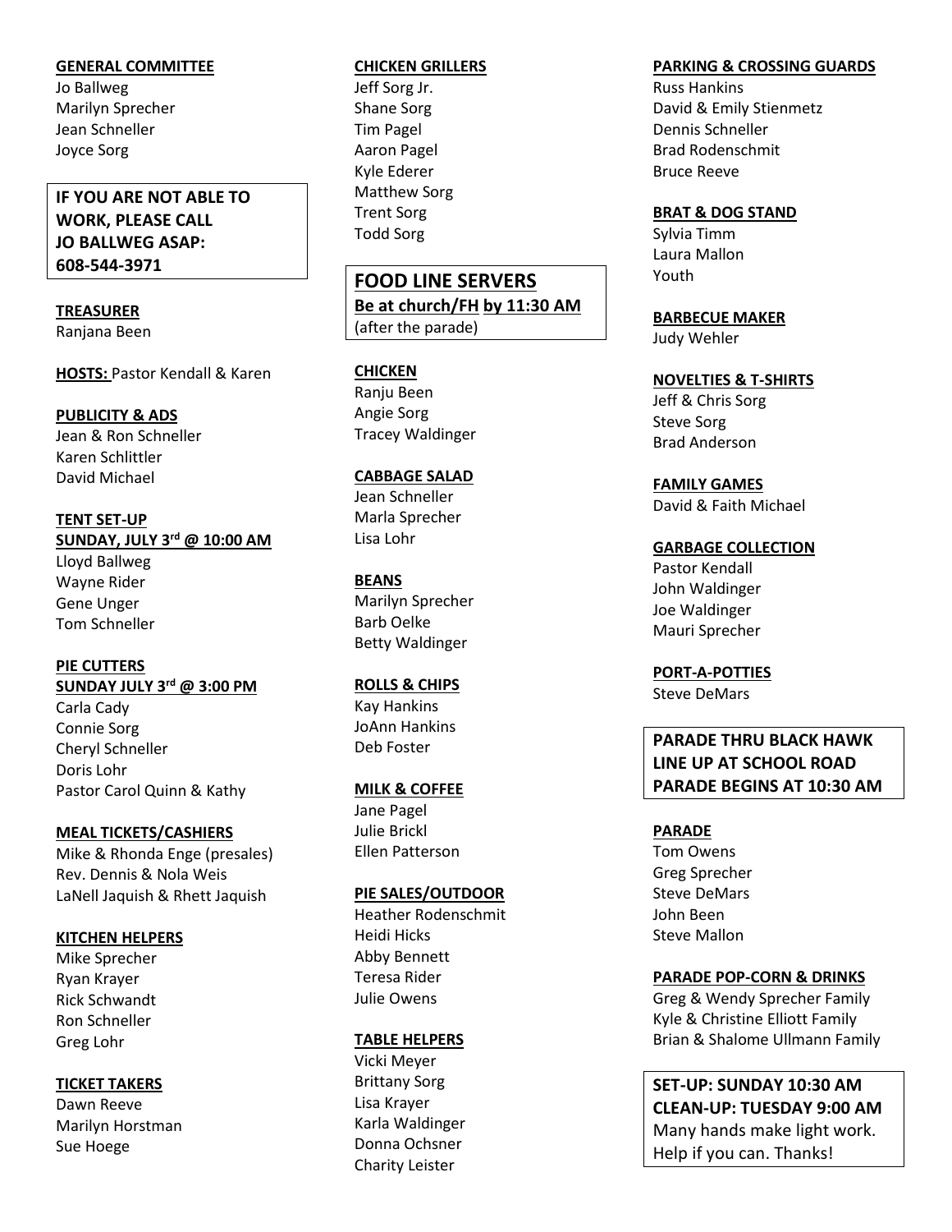**GENERAL COMMITTEE**

Jo Ballweg
Marilyn Sprecher
Jean Schneller
Joyce Sorg

**IF YOU ARE NOT ABLE TO WORK, PLEASE CALL JO BALLWEG ASAP: 608-544-3971**

**TREASURER**

Ranjana Been

**HOSTS:** Pastor Kendall & Karen

**PUBLICITY & ADS**

Jean & Ron Schneller
Karen Schlittler
David Michael

**TENT SET-UP**
**SUNDAY, JULY 3rd @ 10:00 AM**

Lloyd Ballweg
Wayne Rider
Gene Unger
Tom Schneller

**PIE CUTTERS**
**SUNDAY JULY 3rd @ 3:00 PM**

Carla Cady
Connie Sorg
Cheryl Schneller
Doris Lohr
Pastor Carol Quinn & Kathy

**MEAL TICKETS/CASHIERS**

Mike & Rhonda Enge (presales)
Rev. Dennis & Nola Weis
LaNell Jaquish & Rhett Jaquish

**KITCHEN HELPERS**

Mike Sprecher
Ryan Krayer
Rick Schwandt
Ron Schneller
Greg Lohr

**TICKET TAKERS**

Dawn Reeve
Marilyn Horstman
Sue Hoege

**CHICKEN GRILLERS**

Jeff Sorg Jr.
Shane Sorg
Tim Pagel
Aaron Pagel
Kyle Ederer
Matthew Sorg
Trent Sorg
Todd Sorg

**FOOD LINE SERVERS**
**Be at church/FH by 11:30 AM**
(after the parade)

**CHICKEN**

Ranju Been
Angie Sorg
Tracey Waldinger

**CABBAGE SALAD**

Jean Schneller
Marla Sprecher
Lisa Lohr

**BEANS**

Marilyn Sprecher
Barb Oelke
Betty Waldinger

**ROLLS & CHIPS**

Kay Hankins
JoAnn Hankins
Deb Foster

**MILK & COFFEE**

Jane Pagel
Julie Brickl
Ellen Patterson

**PIE SALES/OUTDOOR**

Heather Rodenschmit
Heidi Hicks
Abby Bennett
Teresa Rider
Julie Owens

**TABLE HELPERS**

Vicki Meyer
Brittany Sorg
Lisa Krayer
Karla Waldinger
Donna Ochsner
Charity Leister

**PARKING & CROSSING GUARDS**

Russ Hankins
David & Emily Stienmetz
Dennis Schneller
Brad Rodenschmit
Bruce Reeve

**BRAT & DOG STAND**

Sylvia Timm
Laura Mallon
Youth

**BARBECUE MAKER**

Judy Wehler

**NOVELTIES & T-SHIRTS**

Jeff & Chris Sorg
Steve Sorg
Brad Anderson

**FAMILY GAMES**

David & Faith Michael

**GARBAGE COLLECTION**

Pastor Kendall
John Waldinger
Joe Waldinger
Mauri Sprecher

**PORT-A-POTTIES**

Steve DeMars

**PARADE THRU BLACK HAWK**
**LINE UP AT SCHOOL ROAD**
**PARADE BEGINS AT 10:30 AM**

**PARADE**

Tom Owens
Greg Sprecher
Steve DeMars
John Been
Steve Mallon

**PARADE POP-CORN & DRINKS**

Greg & Wendy Sprecher Family
Kyle & Christine Elliott Family
Brian & Shalome Ullmann Family

**SET-UP: SUNDAY 10:30 AM**
**CLEAN-UP: TUESDAY 9:00 AM**
Many hands make light work. Help if you can. Thanks!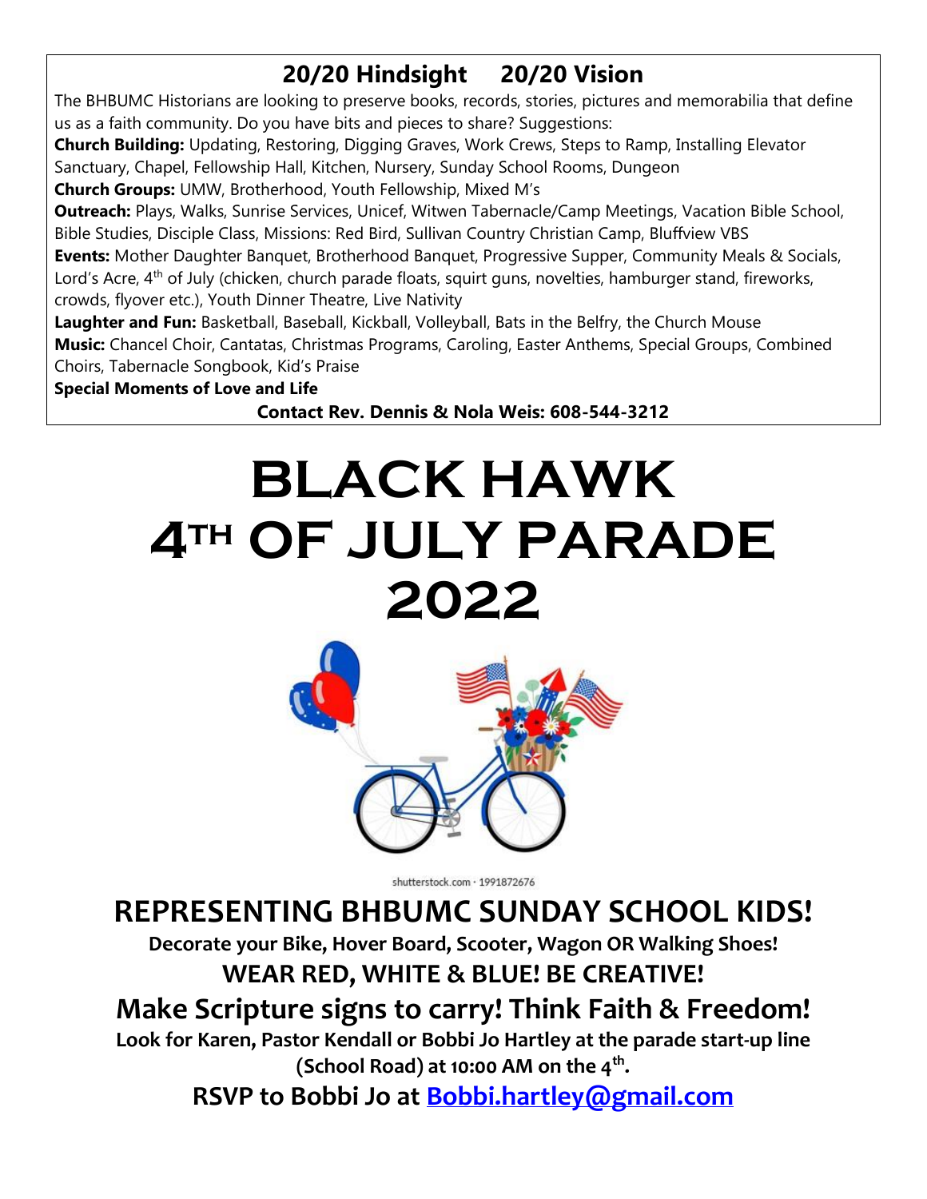## 20/20 Hindsight     20/20 Vision

The BHBUMC Historians are looking to preserve books, records, stories, pictures and memorabilia that define us as a faith community. Do you have bits and pieces to share? Suggestions:

**Church Building:** Updating, Restoring, Digging Graves, Work Crews, Steps to Ramp, Installing Elevator Sanctuary, Chapel, Fellowship Hall, Kitchen, Nursery, Sunday School Rooms, Dungeon

**Church Groups:** UMW, Brotherhood, Youth Fellowship, Mixed M's

**Outreach:** Plays, Walks, Sunrise Services, Unicef, Witwen Tabernacle/Camp Meetings, Vacation Bible School, Bible Studies, Disciple Class, Missions: Red Bird, Sullivan Country Christian Camp, Bluffview VBS

**Events:** Mother Daughter Banquet, Brotherhood Banquet, Progressive Supper, Community Meals & Socials, Lord's Acre, 4th of July (chicken, church parade floats, squirt guns, novelties, hamburger stand, fireworks, crowds, flyover etc.), Youth Dinner Theatre, Live Nativity

**Laughter and Fun:** Basketball, Baseball, Kickball, Volleyball, Bats in the Belfry, the Church Mouse

**Music:** Chancel Choir, Cantatas, Christmas Programs, Caroling, Easter Anthems, Special Groups, Combined Choirs, Tabernacle Songbook, Kid's Praise

**Special Moments of Love and Life**

**Contact Rev. Dennis & Nola Weis: 608-544-3212**

# BLACK HAWK 4TH OF JULY PARADE 2022

shutterstock.com · 1991872676

## REPRESENTING BHBUMC SUNDAY SCHOOL KIDS!

**Decorate your Bike, Hover Board, Scooter, Wagon OR Walking Shoes!**

**WEAR RED, WHITE & BLUE! BE CREATIVE!**

**Make Scripture signs to carry! Think Faith & Freedom!**

**Look for Karen, Pastor Kendall or Bobbi Jo Hartley at the parade start-up line (School Road) at 10:00 AM on the 4th.**

**RSVP to Bobbi Jo at Bobbi.hartley@gmail.com**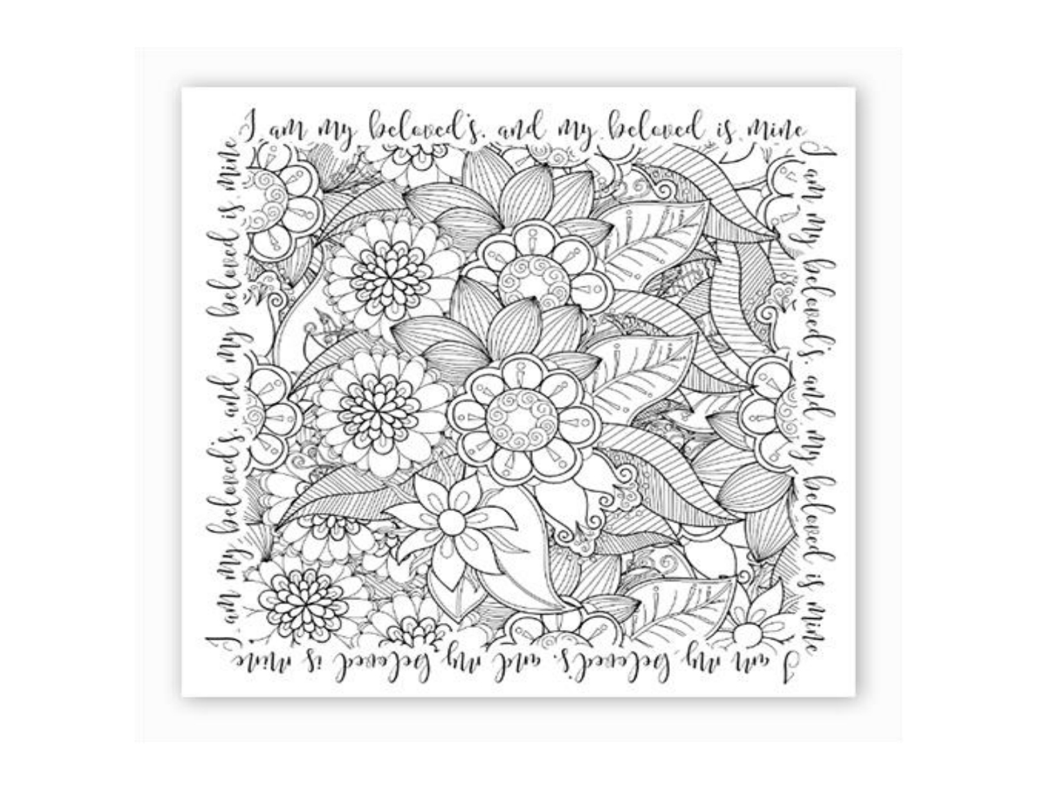I am my beloved's, and my beloved is mine

I am my beloved's, and my beloved is mine

I am my beloved's, and my beloved is mine

I am my beloved's, and my beloved is mine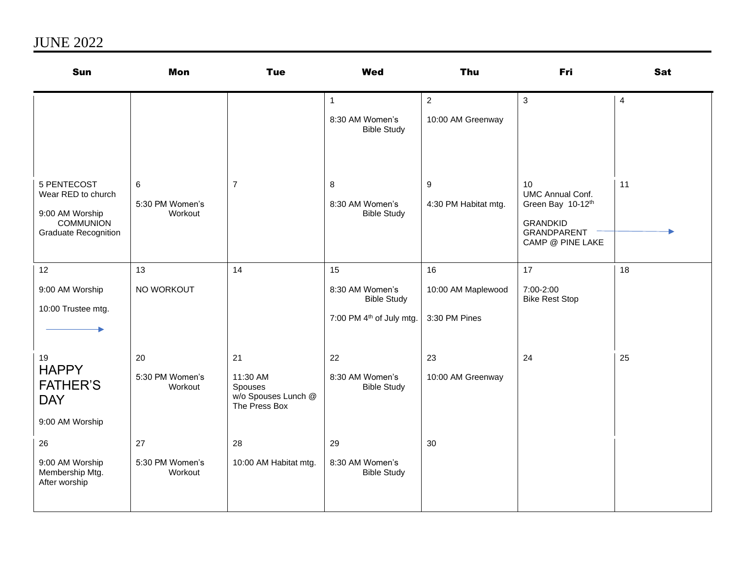# JUNE 2022

| Sun | Mon | Tue | Wed | Thu | Fri | Sat |
|---|---|---|---|---|---|---|
| | | | 1<br>8:30 AM Women's Bible Study | 2<br>10:00 AM Greenway | 3 | 4 |
| 5 PENTECOST<br>Wear RED to church<br>9:00 AM Worship<br>COMMUNION<br>Graduate Recognition | 6<br>5:30 PM Women's Workout | 7 | 8<br>8:30 AM Women's Bible Study | 9<br>4:30 PM Habitat mtg. | 10<br>UMC Annual Conf. Green Bay 10-12th<br>GRANDKID GRANDPARENT CAMP @ PINE LAKE → | 11 |
| 12<br>9:00 AM Worship<br>10:00 Trustee mtg.<br>→ | 13<br>NO WORKOUT | 14 | 15<br>8:30 AM Women's Bible Study<br>7:00 PM 4th of July mtg. | 16<br>10:00 AM Maplewood<br>3:30 PM Pines | 17<br>7:00-2:00<br>Bike Rest Stop | 18 |
| 19<br>HAPPY FATHER'S DAY<br>9:00 AM Worship | 20<br>5:30 PM Women's Workout | 21<br>11:30 AM Spouses w/o Spouses Lunch @ The Press Box | 22<br>8:30 AM Women's Bible Study | 23<br>10:00 AM Greenway | 24 | 25 |
| 26<br>9:00 AM Worship<br>Membership Mtg. After worship | 27<br>5:30 PM Women's Workout | 28<br>10:00 AM Habitat mtg. | 29<br>8:30 AM Women's Bible Study | 30 | | |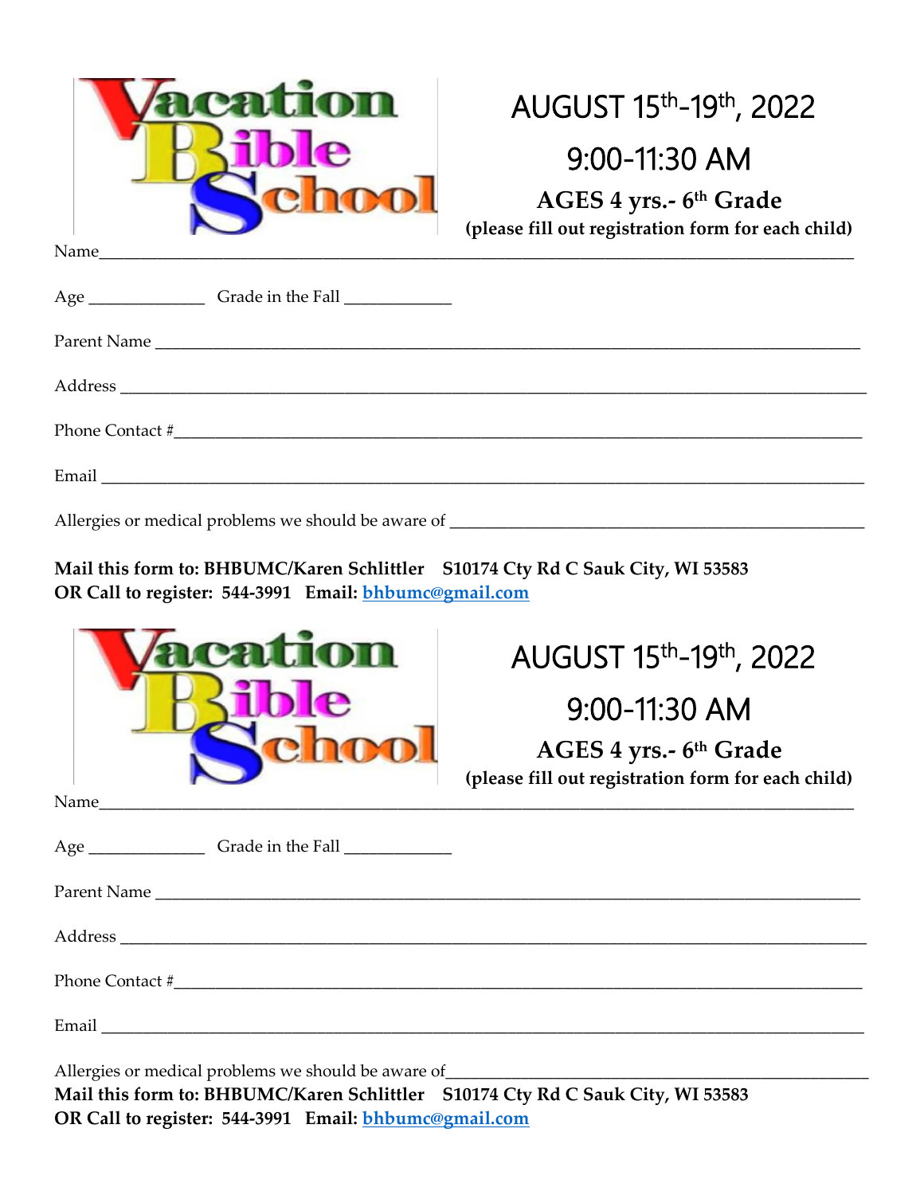Vacation Bible School

# AUGUST 15th-19th, 2022

# 9:00-11:30 AM

**AGES 4 yrs.- 6th Grade**

**(please fill out registration form for each child)**

Name\_\_\_\_\_\_\_\_\_\_\_\_\_\_\_\_\_\_\_\_\_\_\_\_\_\_\_\_\_\_\_\_\_\_\_\_\_\_\_\_\_\_\_\_\_\_\_\_\_\_\_\_\_\_\_\_

Age \_\_\_\_\_\_\_\_\_\_\_ Grade in the Fall \_\_\_\_\_\_\_\_\_\_

Parent Name \_\_\_\_\_\_\_\_\_\_\_\_\_\_\_\_\_\_\_\_\_\_\_\_\_\_\_\_\_\_\_\_\_\_\_\_\_\_\_\_\_\_\_\_\_\_\_\_\_\_

Address \_\_\_\_\_\_\_\_\_\_\_\_\_\_\_\_\_\_\_\_\_\_\_\_\_\_\_\_\_\_\_\_\_\_\_\_\_\_\_\_\_\_\_\_\_\_\_\_\_\_\_\_\_\_

Phone Contact #\_\_\_\_\_\_\_\_\_\_\_\_\_\_\_\_\_\_\_\_\_\_\_\_\_\_\_\_\_\_\_\_\_\_\_\_\_\_\_\_\_\_\_\_\_\_\_\_

Email \_\_\_\_\_\_\_\_\_\_\_\_\_\_\_\_\_\_\_\_\_\_\_\_\_\_\_\_\_\_\_\_\_\_\_\_\_\_\_\_\_\_\_\_\_\_\_\_\_\_\_\_\_\_\_\_

Allergies or medical problems we should be aware of \_\_\_\_\_\_\_\_\_\_\_\_\_\_\_\_\_\_\_\_\_\_\_\_\_\_\_\_\_\_

**Mail this form to: BHBUMC/Karen Schlittler S10174 Cty Rd C Sauk City, WI 53583**
**OR Call to register: 544-3991 Email: bhbumc@gmail.com**

Vacation Bible School

# AUGUST 15th-19th, 2022

# 9:00-11:30 AM

**AGES 4 yrs.- 6th Grade**

**(please fill out registration form for each child)**

Name\_\_\_\_\_\_\_\_\_\_\_\_\_\_\_\_\_\_\_\_\_\_\_\_\_\_\_\_\_\_\_\_\_\_\_\_\_\_\_\_\_\_\_\_\_\_\_\_\_\_\_\_\_\_\_\_

Age \_\_\_\_\_\_\_\_\_\_\_ Grade in the Fall \_\_\_\_\_\_\_\_\_\_

Parent Name \_\_\_\_\_\_\_\_\_\_\_\_\_\_\_\_\_\_\_\_\_\_\_\_\_\_\_\_\_\_\_\_\_\_\_\_\_\_\_\_\_\_\_\_\_\_\_\_\_\_

Address \_\_\_\_\_\_\_\_\_\_\_\_\_\_\_\_\_\_\_\_\_\_\_\_\_\_\_\_\_\_\_\_\_\_\_\_\_\_\_\_\_\_\_\_\_\_\_\_\_\_\_\_\_\_

Phone Contact #\_\_\_\_\_\_\_\_\_\_\_\_\_\_\_\_\_\_\_\_\_\_\_\_\_\_\_\_\_\_\_\_\_\_\_\_\_\_\_\_\_\_\_\_\_\_\_\_

Email \_\_\_\_\_\_\_\_\_\_\_\_\_\_\_\_\_\_\_\_\_\_\_\_\_\_\_\_\_\_\_\_\_\_\_\_\_\_\_\_\_\_\_\_\_\_\_\_\_\_\_\_\_\_\_\_

Allergies or medical problems we should be aware of\_\_\_\_\_\_\_\_\_\_\_\_\_\_\_\_\_\_\_\_\_\_\_\_\_\_\_\_\_\_

**Mail this form to: BHBUMC/Karen Schlittler S10174 Cty Rd C Sauk City, WI 53583**
**OR Call to register: 544-3991 Email: bhbumc@gmail.com**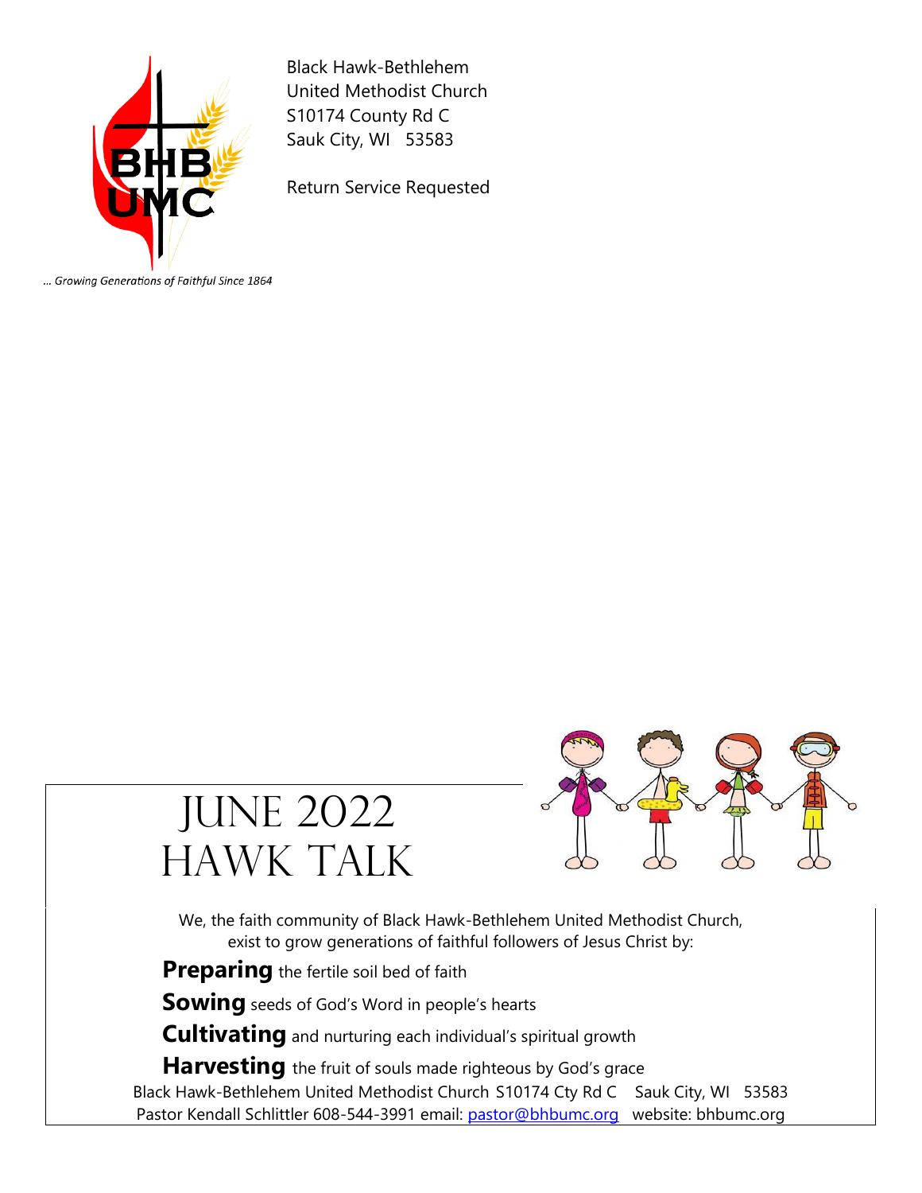Black Hawk-Bethlehem
United Methodist Church
S10174 County Rd C
Sauk City, WI 53583

Return Service Requested

*... Growing Generations of Faithful Since 1864*

# June 2022
# Hawk Talk

We, the faith community of Black Hawk-Bethlehem United Methodist Church, exist to grow generations of faithful followers of Jesus Christ by:

**Preparing** the fertile soil bed of faith

**Sowing** seeds of God's Word in people's hearts

**Cultivating** and nurturing each individual's spiritual growth

**Harvesting** the fruit of souls made righteous by God's grace

Black Hawk-Bethlehem United Methodist Church S10174 Cty Rd C Sauk City, WI 53583
Pastor Kendall Schlittler 608-544-3991 email: pastor@bhbumc.org website: bhbumc.org